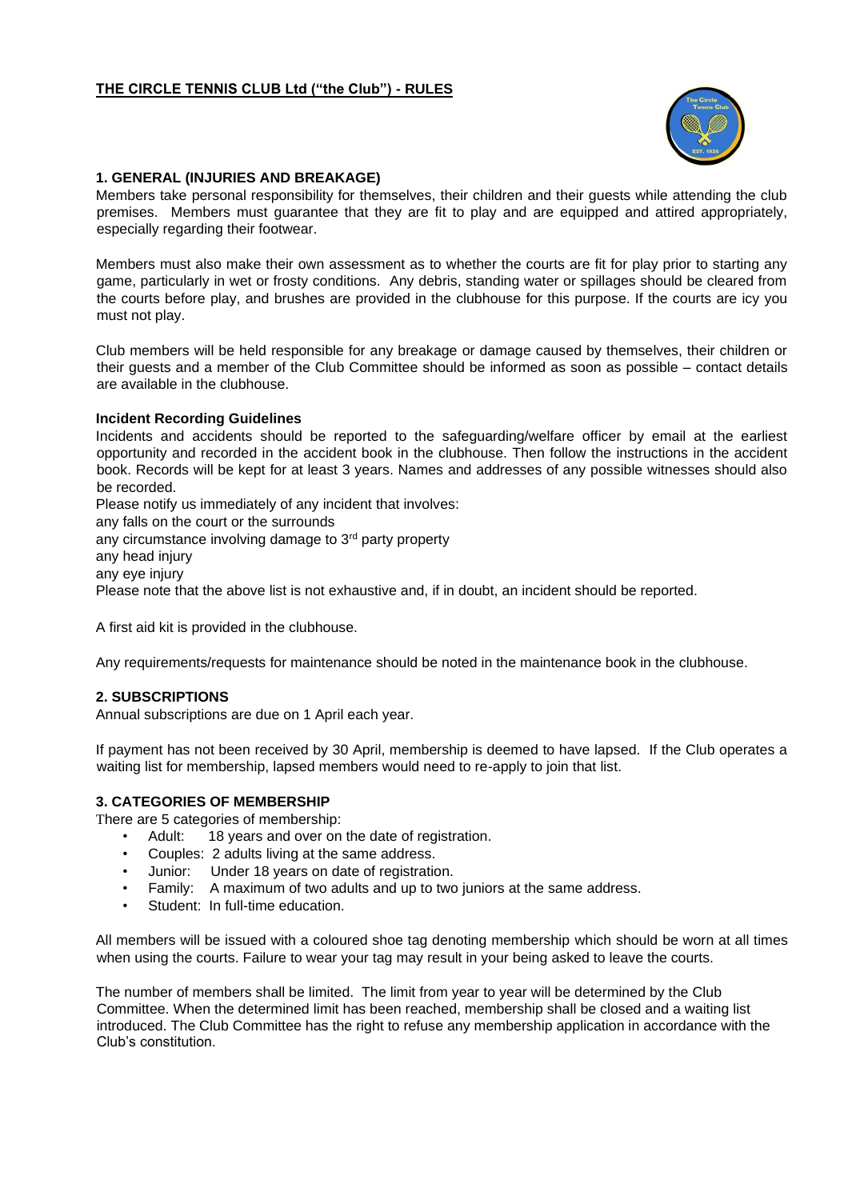# THE CIRCLE TENNIS CLUB Ltd ("the Club") - RULES

## 1. GENERAL (INJURIES AND BREAKAGE)

Members take personal responsibility for themselves, their children and their guests while attending the club premises. Members must guarantee that they are fit to play and are equipped and attired appropriately, especially regarding their footwear.

Members must also make their own assessment as to whether the courts are fit for play prior to starting any game, particularly in wet or frosty conditions. Any debris, standing water or spillages should be cleared from the courts before play, and brushes are provided in the clubhouse for this purpose. If the courts are icy you must not play.

Club members will be held responsible for any breakage or damage caused by themselves, their children or their guests and a member of the Club Committee should be informed as soon as possible – contact details are available in the clubhouse.

### Incident Recording Guidelines

Incidents and accidents should be reported to the safeguarding/welfare officer by email at the earliest opportunity and recorded in the accident book in the clubhouse. Then follow the instructions in the accident book. Records will be kept for at least 3 years. Names and addresses of any possible witnesses should also be recorded.

Please notify us immediately of any incident that involves:

any falls on the court or the surrounds

any circumstance involving damage to 3rd party property

any head injury

any eye injury

Please note that the above list is not exhaustive and, if in doubt, an incident should be reported.

A first aid kit is provided in the clubhouse.

Any requirements/requests for maintenance should be noted in the maintenance book in the clubhouse.

## 2. SUBSCRIPTIONS

Annual subscriptions are due on 1 April each year.

If payment has not been received by 30 April, membership is deemed to have lapsed. If the Club operates a waiting list for membership, lapsed members would need to re-apply to join that list.

## 3. CATEGORIES OF MEMBERSHIP

There are 5 categories of membership:

- Adult: 18 years and over on the date of registration.
- Couples: 2 adults living at the same address.
- Junior: Under 18 years on date of registration.
- Family: A maximum of two adults and up to two juniors at the same address.
- Student: In full-time education.

All members will be issued with a coloured shoe tag denoting membership which should be worn at all times when using the courts. Failure to wear your tag may result in your being asked to leave the courts.

The number of members shall be limited. The limit from year to year will be determined by the Club Committee. When the determined limit has been reached, membership shall be closed and a waiting list introduced. The Club Committee has the right to refuse any membership application in accordance with the Club's constitution.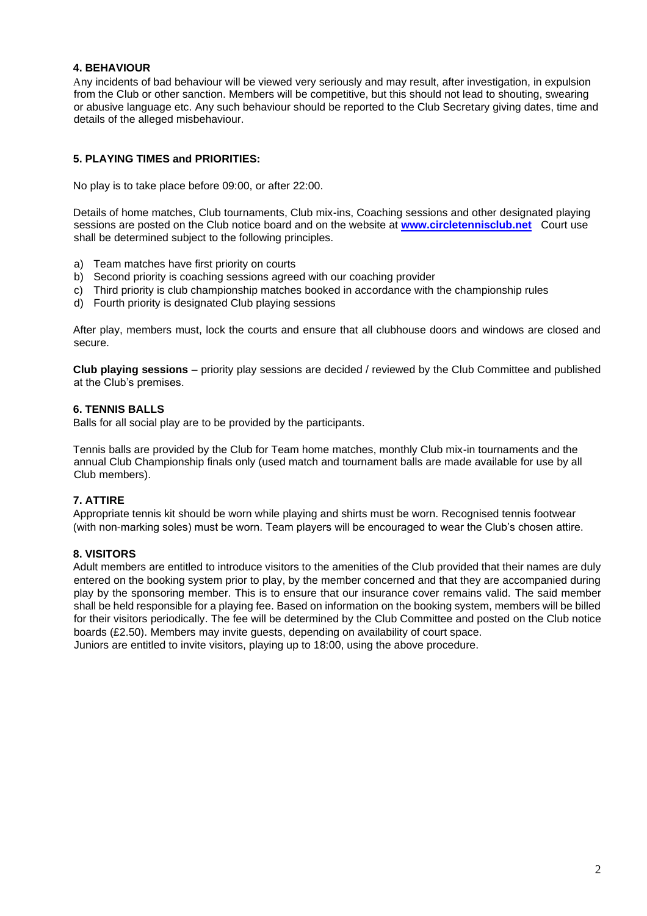## 4. BEHAVIOUR

Any incidents of bad behaviour will be viewed very seriously and may result, after investigation, in expulsion from the Club or other sanction. Members will be competitive, but this should not lead to shouting, swearing or abusive language etc. Any such behaviour should be reported to the Club Secretary giving dates, time and details of the alleged misbehaviour.

## 5. PLAYING TIMES and PRIORITIES:

No play is to take place before 09:00, or after 22:00.

Details of home matches, Club tournaments, Club mix-ins, Coaching sessions and other designated playing sessions are posted on the Club notice board and on the website at **www.circletennisclub.net** Court use shall be determined subject to the following principles.

a) Team matches have first priority on courts
b) Second priority is coaching sessions agreed with our coaching provider
c) Third priority is club championship matches booked in accordance with the championship rules
d) Fourth priority is designated Club playing sessions

After play, members must, lock the courts and ensure that all clubhouse doors and windows are closed and secure.

**Club playing sessions** – priority play sessions are decided / reviewed by the Club Committee and published at the Club's premises.

## 6. TENNIS BALLS

Balls for all social play are to be provided by the participants.

Tennis balls are provided by the Club for Team home matches, monthly Club mix-in tournaments and the annual Club Championship finals only (used match and tournament balls are made available for use by all Club members).

## 7. ATTIRE

Appropriate tennis kit should be worn while playing and shirts must be worn. Recognised tennis footwear (with non-marking soles) must be worn. Team players will be encouraged to wear the Club's chosen attire.

## 8. VISITORS

Adult members are entitled to introduce visitors to the amenities of the Club provided that their names are duly entered on the booking system prior to play, by the member concerned and that they are accompanied during play by the sponsoring member. This is to ensure that our insurance cover remains valid. The said member shall be held responsible for a playing fee. Based on information on the booking system, members will be billed for their visitors periodically. The fee will be determined by the Club Committee and posted on the Club notice boards (£2.50). Members may invite guests, depending on availability of court space.
Juniors are entitled to invite visitors, playing up to 18:00, using the above procedure.